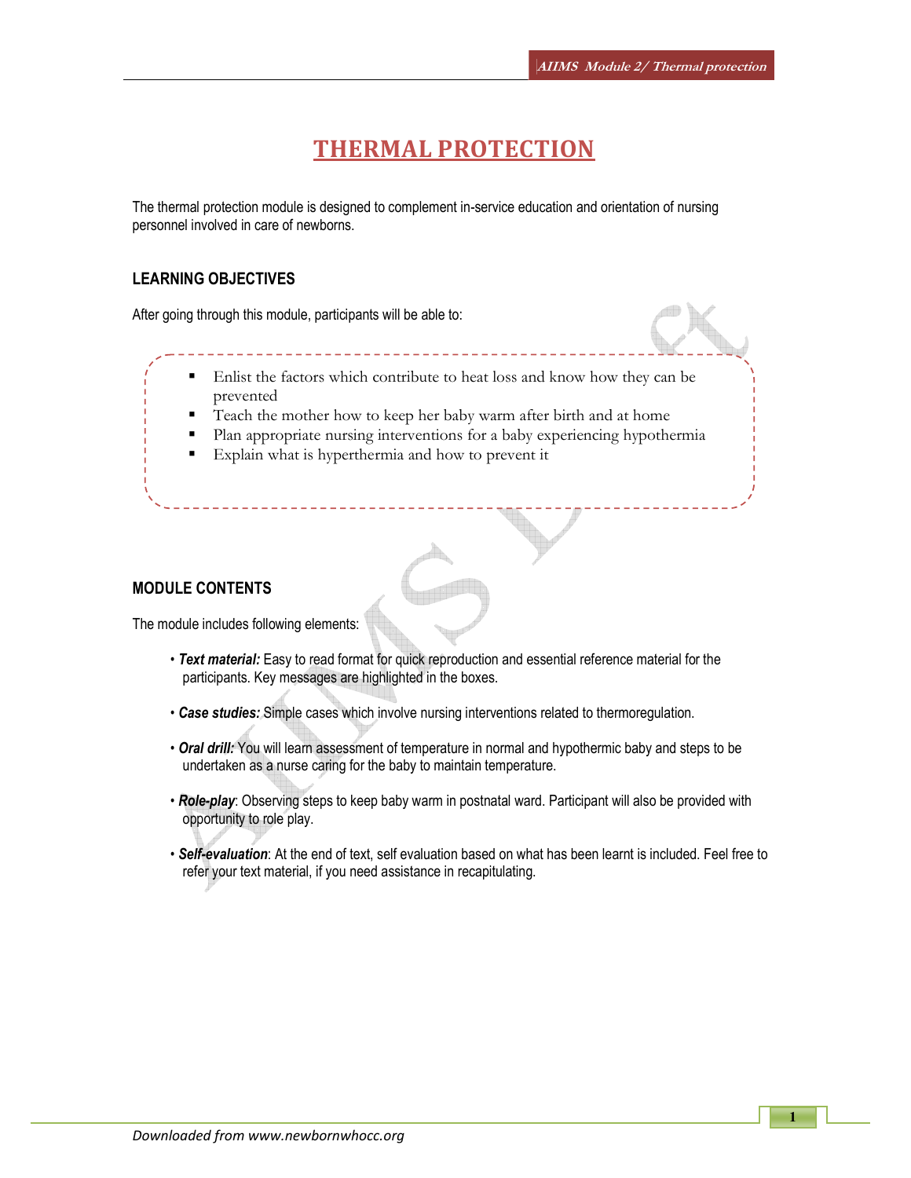# THERMAL PROTECTION

The thermal protection module is designed to complement in-service education and orientation of nursing personnel involved in care of newborns.

## LEARNING OBJECTIVES

After going through this module, participants will be able to:

- Enlist the factors which contribute to heat loss and know how they can be prevented
- Teach the mother how to keep her baby warm after birth and at home
- Plan appropriate nursing interventions for a baby experiencing hypothermia
- Explain what is hyperthermia and how to prevent it

## MODULE CONTENTS

The module includes following elements:

- ***Text material:*** Easy to read format for quick reproduction and essential reference material for the participants. Key messages are highlighted in the boxes.
- ***Case studies:*** Simple cases which involve nursing interventions related to thermoregulation.
- ***Oral drill:*** You will learn assessment of temperature in normal and hypothermic baby and steps to be undertaken as a nurse caring for the baby to maintain temperature.
- ***Role-play***: Observing steps to keep baby warm in postnatal ward. Participant will also be provided with opportunity to role play.
- ***Self-evaluation***: At the end of text, self evaluation based on what has been learnt is included. Feel free to refer your text material, if you need assistance in recapitulating.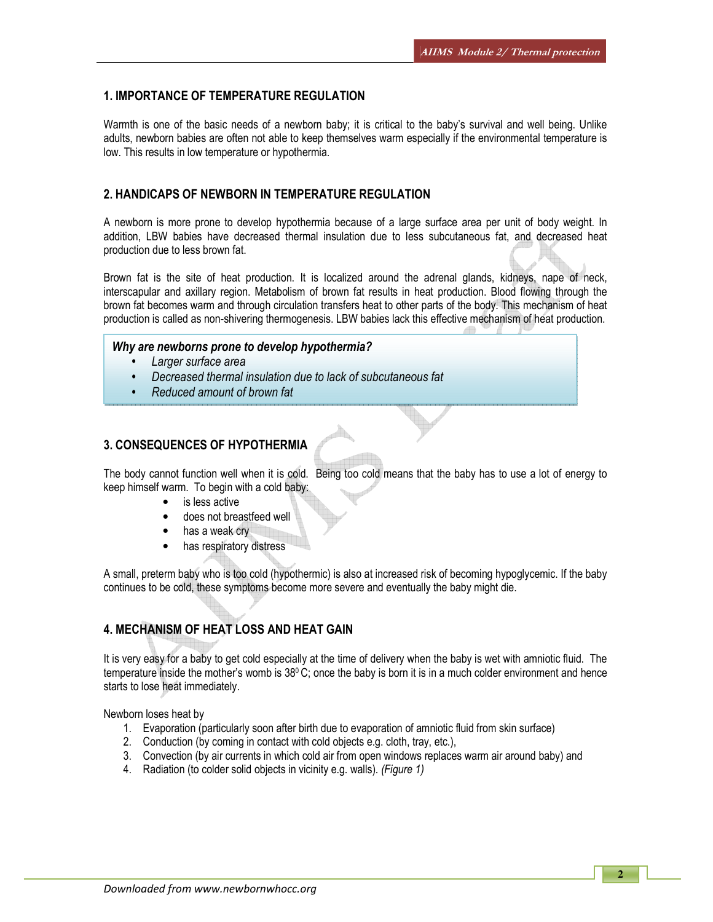## 1. IMPORTANCE OF TEMPERATURE REGULATION

Warmth is one of the basic needs of a newborn baby; it is critical to the baby's survival and well being. Unlike adults, newborn babies are often not able to keep themselves warm especially if the environmental temperature is low. This results in low temperature or hypothermia.

## 2. HANDICAPS OF NEWBORN IN TEMPERATURE REGULATION

A newborn is more prone to develop hypothermia because of a large surface area per unit of body weight. In addition, LBW babies have decreased thermal insulation due to less subcutaneous fat, and decreased heat production due to less brown fat.

Brown fat is the site of heat production. It is localized around the adrenal glands, kidneys, nape of neck, interscapular and axillary region. Metabolism of brown fat results in heat production. Blood flowing through the brown fat becomes warm and through circulation transfers heat to other parts of the body. This mechanism of heat production is called as non-shivering thermogenesis. LBW babies lack this effective mechanism of heat production.

***Why are newborns prone to develop hypothermia?***

- *Larger surface area*
- *Decreased thermal insulation due to lack of subcutaneous fat*
- *Reduced amount of brown fat*

## 3. CONSEQUENCES OF HYPOTHERMIA

The body cannot function well when it is cold. Being too cold means that the baby has to use a lot of energy to keep himself warm. To begin with a cold baby:

- is less active
- does not breastfeed well
- has a weak cry
- has respiratory distress

A small, preterm baby who is too cold (hypothermic) is also at increased risk of becoming hypoglycemic. If the baby continues to be cold, these symptoms become more severe and eventually the baby might die.

## 4. MECHANISM OF HEAT LOSS AND HEAT GAIN

It is very easy for a baby to get cold especially at the time of delivery when the baby is wet with amniotic fluid. The temperature inside the mother's womb is $38^0$ C; once the baby is born it is in a much colder environment and hence starts to lose heat immediately.

Newborn loses heat by

1. Evaporation (particularly soon after birth due to evaporation of amniotic fluid from skin surface)
2. Conduction (by coming in contact with cold objects e.g. cloth, tray, etc.),
3. Convection (by air currents in which cold air from open windows replaces warm air around baby) and
4. Radiation (to colder solid objects in vicinity e.g. walls). *(Figure 1)*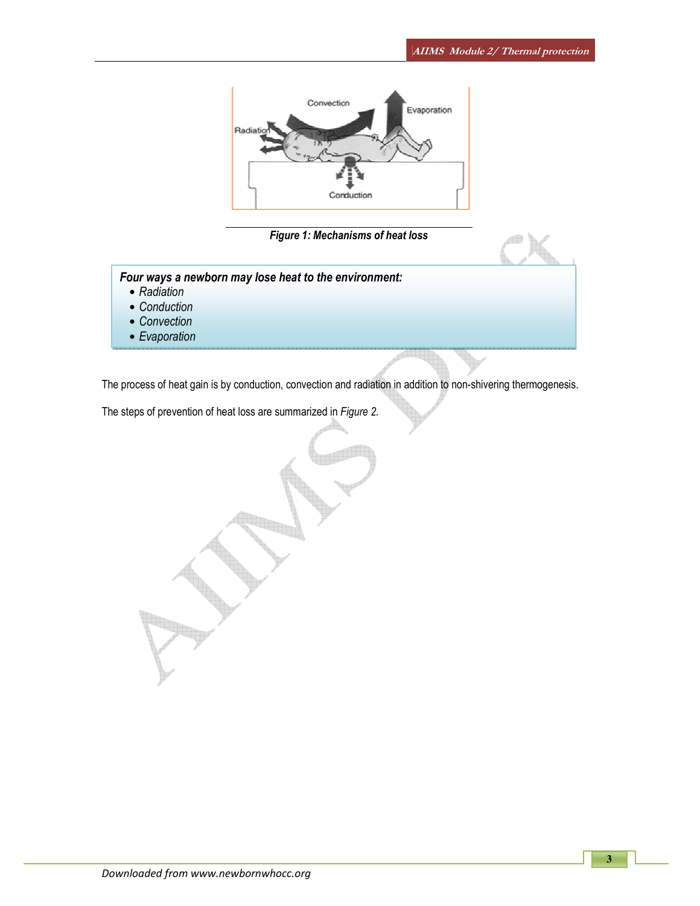*Figure 1: Mechanisms of heat loss*

***Four ways a newborn may lose heat to the environment:***

- *Radiation*
- *Conduction*
- *Convection*
- *Evaporation*

The process of heat gain is by conduction, convection and radiation in addition to non-shivering thermogenesis.

The steps of prevention of heat loss are summarized in *Figure 2.*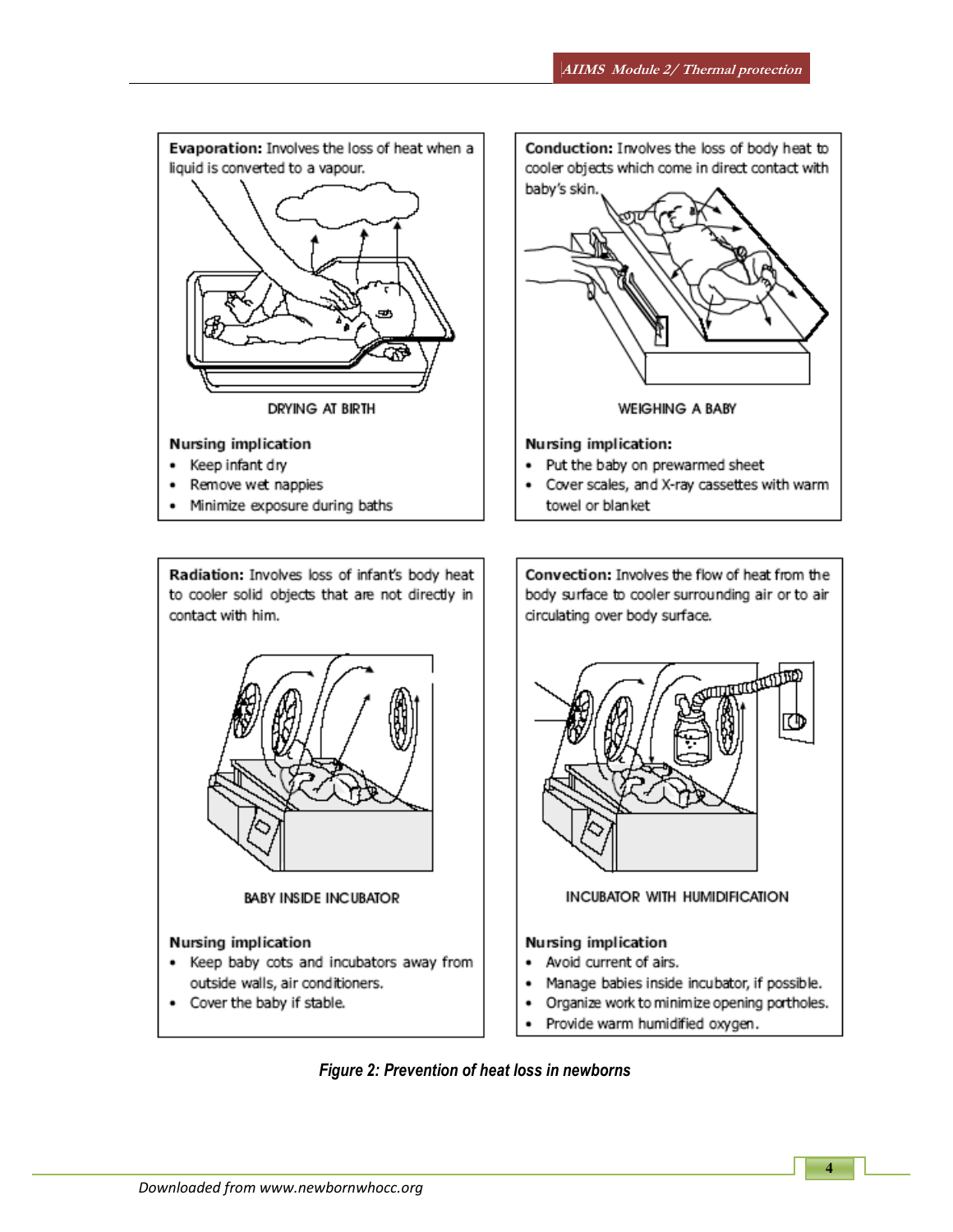**Evaporation:** Involves the loss of heat when a liquid is converted to a vapour.

DRYING AT BIRTH

**Nursing implication**

- Keep infant dry
- Remove wet nappies
- Minimize exposure during baths

**Conduction:** Involves the loss of body heat to cooler objects which come in direct contact with baby's skin.

WEIGHING A BABY

**Nursing implication:**

- Put the baby on prewarmed sheet
- Cover scales, and X-ray cassettes with warm towel or blanket

**Radiation:** Involves loss of infant's body heat to cooler solid objects that are not directly in contact with him.

BABY INSIDE INCUBATOR

**Nursing implication**

- Keep baby cots and incubators away from outside walls, air conditioners.
- Cover the baby if stable.

**Convection:** Involves the flow of heat from the body surface to cooler surrounding air or to air circulating over body surface.

INCUBATOR WITH HUMIDIFICATION

**Nursing implication**

- Avoid current of airs.
- Manage babies inside incubator, if possible.
- Organize work to minimize opening portholes.
- Provide warm humidified oxygen.

*Figure 2: Prevention of heat loss in newborns*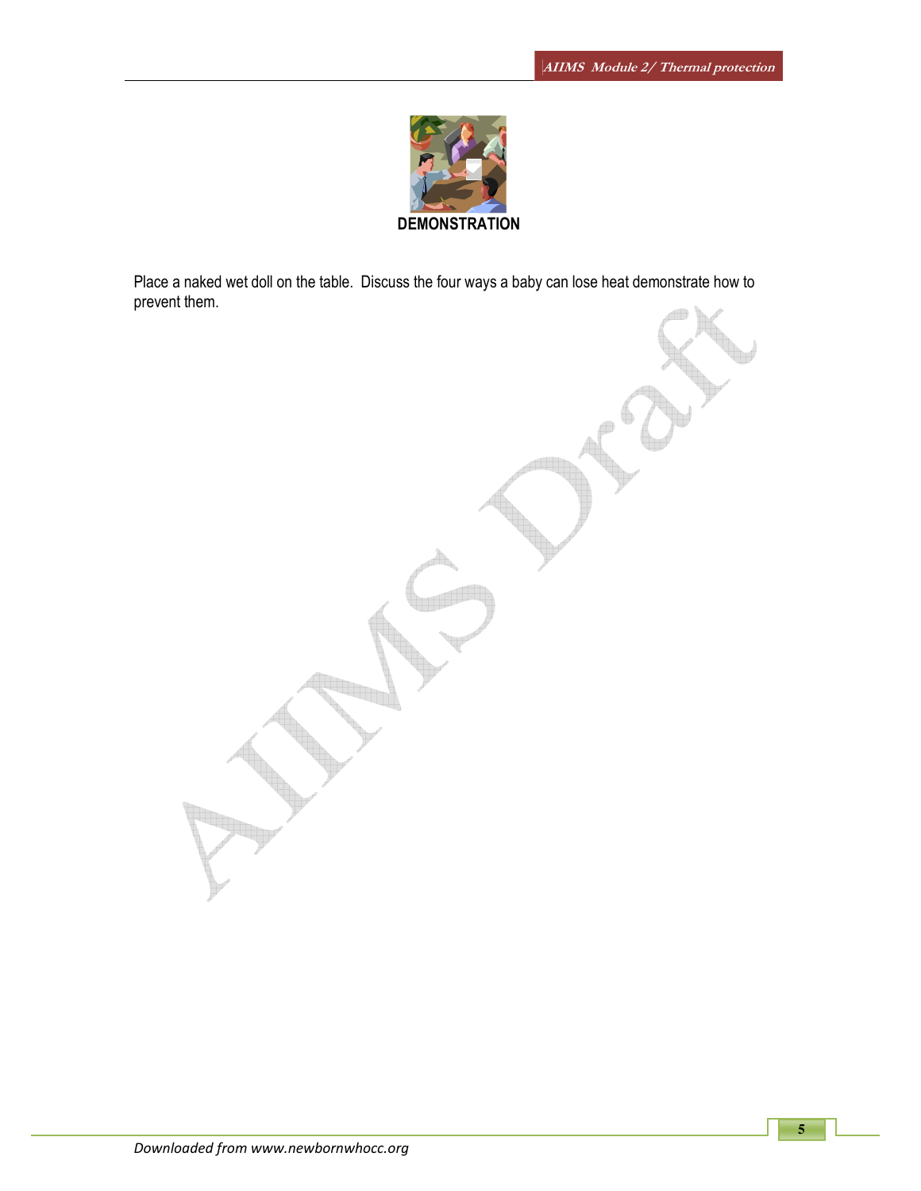**DEMONSTRATION**

Place a naked wet doll on the table. Discuss the four ways a baby can lose heat demonstrate how to prevent them.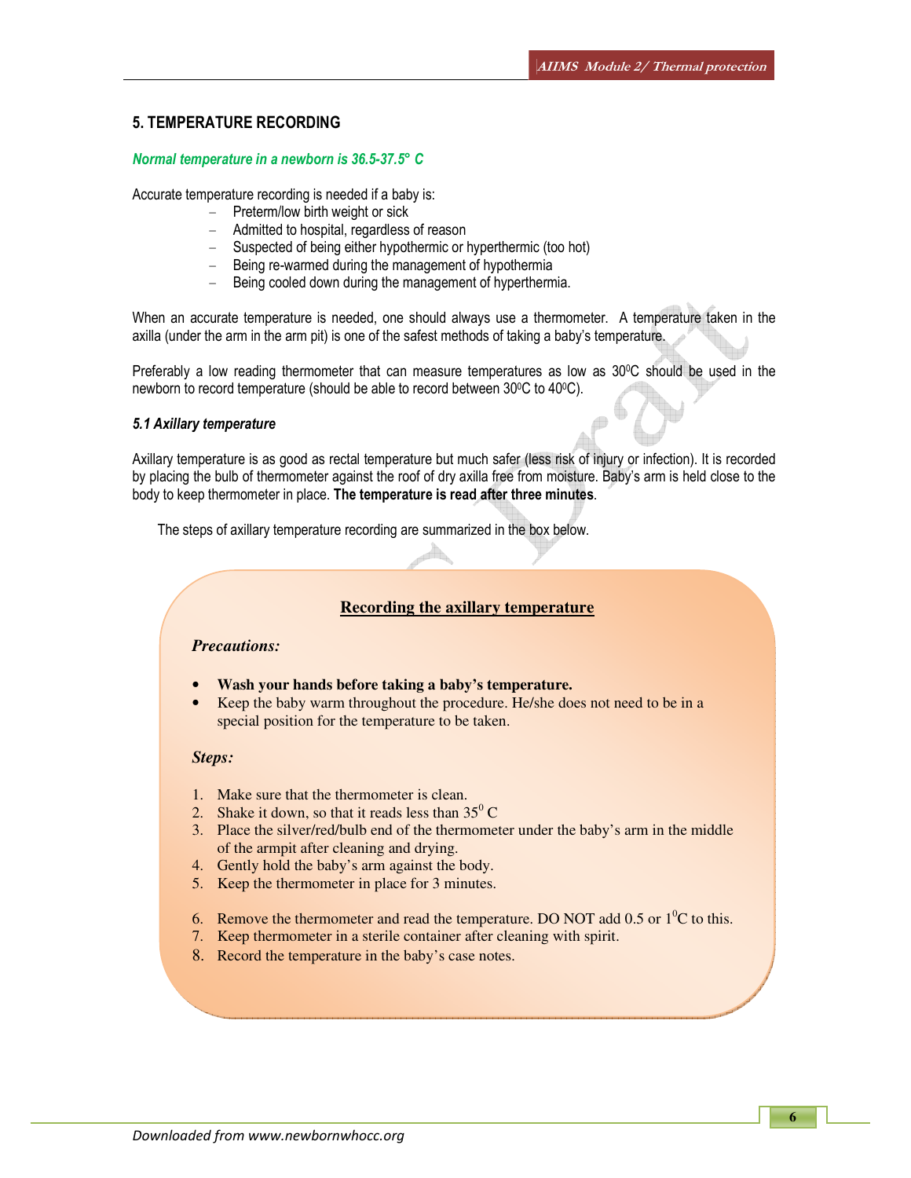## 5. TEMPERATURE RECORDING

***Normal temperature in a newborn is 36.5-37.5° C***

Accurate temperature recording is needed if a baby is:

- Preterm/low birth weight or sick
- Admitted to hospital, regardless of reason
- Suspected of being either hypothermic or hyperthermic (too hot)
- Being re-warmed during the management of hypothermia
- Being cooled down during the management of hyperthermia.

When an accurate temperature is needed, one should always use a thermometer. A temperature taken in the axilla (under the arm in the arm pit) is one of the safest methods of taking a baby's temperature.

Preferably a low reading thermometer that can measure temperatures as low as $30^0$C should be used in the newborn to record temperature (should be able to record between $30^0$C to $40^0$C).

### *5.1 Axillary temperature*

Axillary temperature is as good as rectal temperature but much safer (less risk of injury or infection). It is recorded by placing the bulb of thermometer against the roof of dry axilla free from moisture. Baby's arm is held close to the body to keep thermometer in place. **The temperature is read after three minutes**.

The steps of axillary temperature recording are summarized in the box below.

**Recording the axillary temperature**

***Precautions:***

- **Wash your hands before taking a baby's temperature.**
- Keep the baby warm throughout the procedure. He/she does not need to be in a special position for the temperature to be taken.

***Steps:***

1. Make sure that the thermometer is clean.
2. Shake it down, so that it reads less than $35^0$ C
3. Place the silver/red/bulb end of the thermometer under the baby's arm in the middle of the armpit after cleaning and drying.
4. Gently hold the baby's arm against the body.
5. Keep the thermometer in place for 3 minutes.
6. Remove the thermometer and read the temperature. DO NOT add 0.5 or $1^0$C to this.
7. Keep thermometer in a sterile container after cleaning with spirit.
8. Record the temperature in the baby's case notes.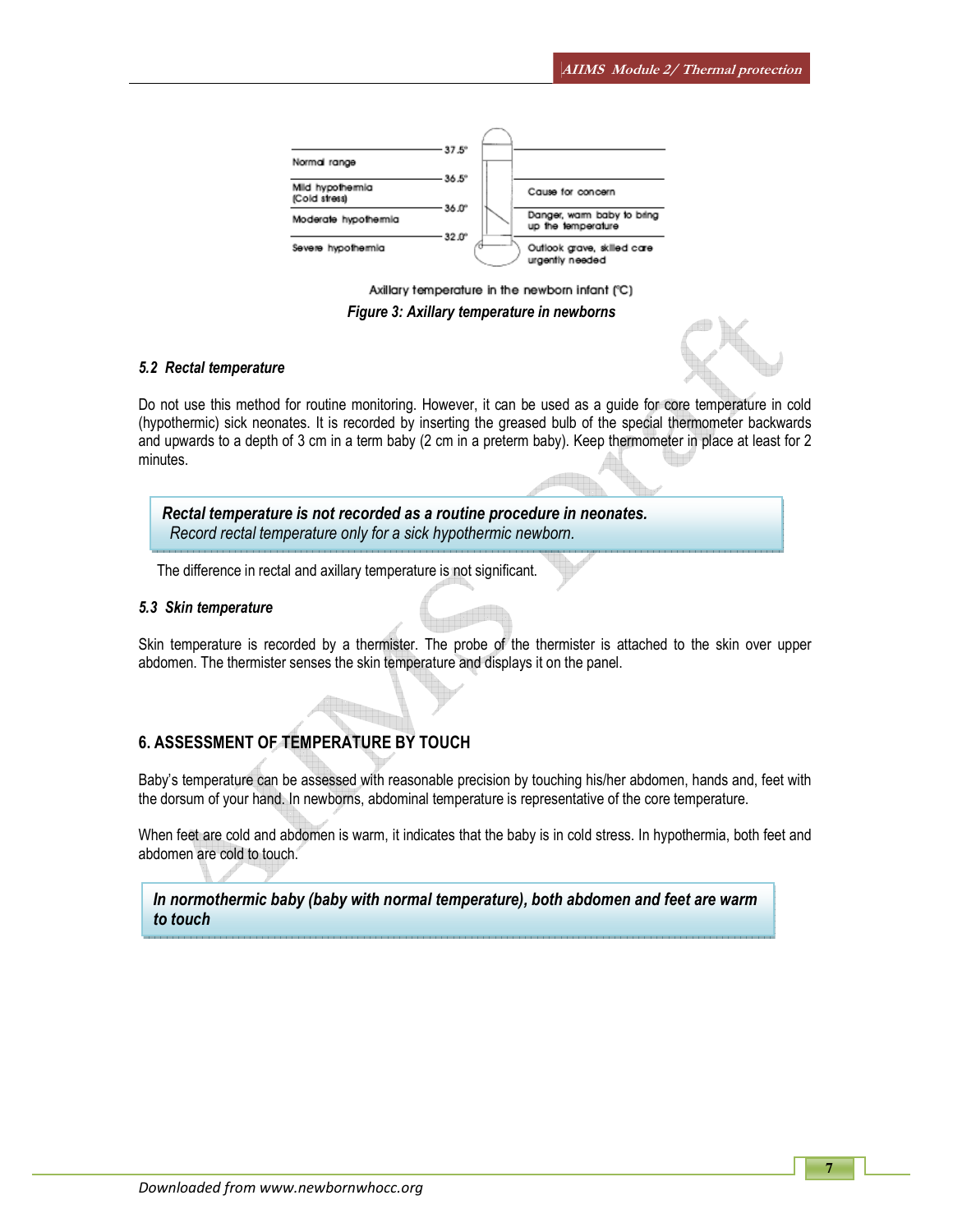| Axillary temperature (°C) | Classification | Action |
|---|---|---|
| 36.5° – 37.5° | Normal range | |
| 36.0° – 36.5° | Mild hypothermia (Cold stress) | Cause for concern |
| 32.0° – 36.0° | Moderate hypothermia | Danger, warm baby to bring up the temperature |
| Below 32.0° | Severe hypothermia | Outlook grave, skilled care urgently needed |

Axillary temperature in the newborn infant (°C)

*Figure 3: Axillary temperature in newborns*

### *5.2 Rectal temperature*

Do not use this method for routine monitoring. However, it can be used as a guide for core temperature in cold (hypothermic) sick neonates. It is recorded by inserting the greased bulb of the special thermometer backwards and upwards to a depth of 3 cm in a term baby (2 cm in a preterm baby). Keep thermometer in place at least for 2 minutes.

> ***Rectal temperature is not recorded as a routine procedure in neonates.***
> *Record rectal temperature only for a sick hypothermic newborn.*

The difference in rectal and axillary temperature is not significant.

### *5.3 Skin temperature*

Skin temperature is recorded by a thermister. The probe of the thermister is attached to the skin over upper abdomen. The thermister senses the skin temperature and displays it on the panel.

## 6. ASSESSMENT OF TEMPERATURE BY TOUCH

Baby's temperature can be assessed with reasonable precision by touching his/her abdomen, hands and, feet with the dorsum of your hand. In newborns, abdominal temperature is representative of the core temperature.

When feet are cold and abdomen is warm, it indicates that the baby is in cold stress. In hypothermia, both feet and abdomen are cold to touch.

> ***In normothermic baby (baby with normal temperature), both abdomen and feet are warm to touch***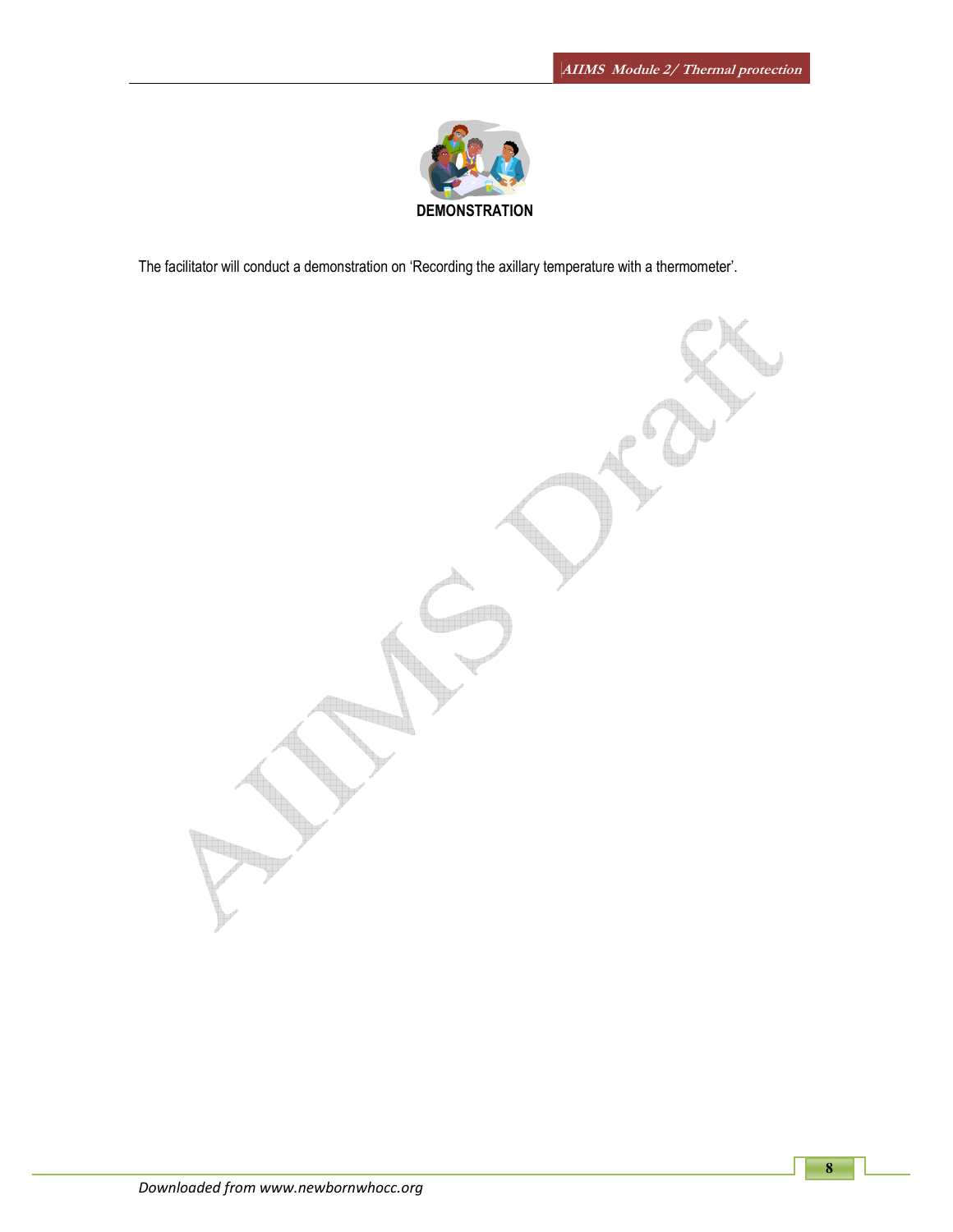**DEMONSTRATION**

The facilitator will conduct a demonstration on 'Recording the axillary temperature with a thermometer'.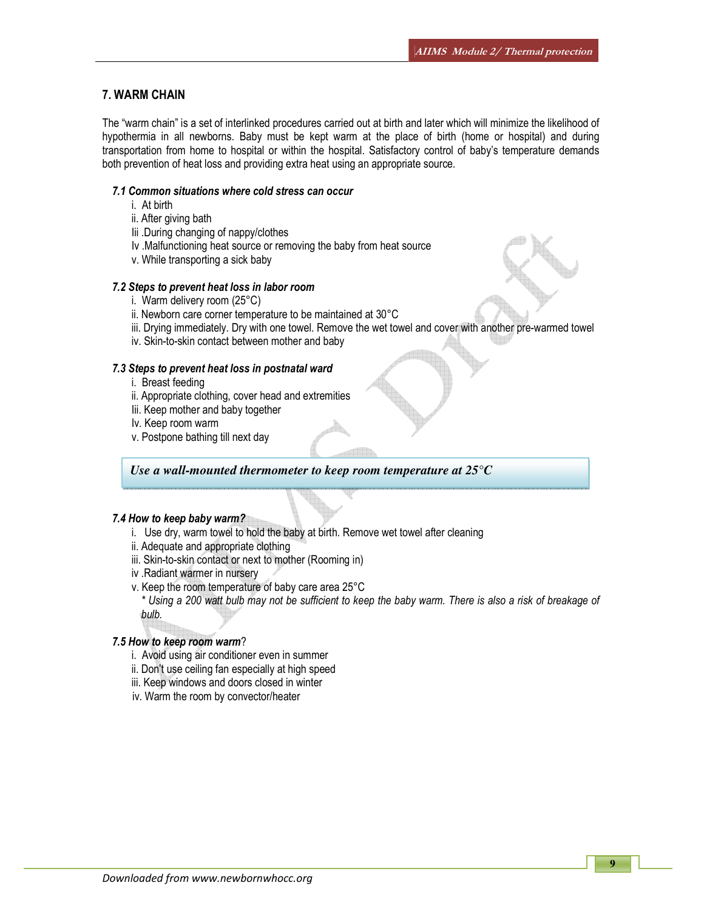## 7. WARM CHAIN

The "warm chain" is a set of interlinked procedures carried out at birth and later which will minimize the likelihood of hypothermia in all newborns. Baby must be kept warm at the place of birth (home or hospital) and during transportation from home to hospital or within the hospital. Satisfactory control of baby's temperature demands both prevention of heat loss and providing extra heat using an appropriate source.

### *7.1 Common situations where cold stress can occur*

i. At birth
ii. After giving bath
Iii .During changing of nappy/clothes
Iv .Malfunctioning heat source or removing the baby from heat source
v. While transporting a sick baby

### *7.2 Steps to prevent heat loss in labor room*

i. Warm delivery room (25°C)
ii. Newborn care corner temperature to be maintained at 30°C
iii. Drying immediately. Dry with one towel. Remove the wet towel and cover with another pre-warmed towel
iv. Skin-to-skin contact between mother and baby

### *7.3 Steps to prevent heat loss in postnatal ward*

i. Breast feeding
ii. Appropriate clothing, cover head and extremities
Iii. Keep mother and baby together
Iv. Keep room warm
v. Postpone bathing till next day

> ***Use a wall-mounted thermometer to keep room temperature at 25°C***

### *7.4 How to keep baby warm?*

i. Use dry, warm towel to hold the baby at birth. Remove wet towel after cleaning
ii. Adequate and appropriate clothing
iii. Skin-to-skin contact or next to mother (Rooming in)
iv .Radiant warmer in nursery
v. Keep the room temperature of baby care area 25°C
*\* Using a 200 watt bulb may not be sufficient to keep the baby warm. There is also a risk of breakage of bulb.*

### *7.5 How to keep room warm?*

i. Avoid using air conditioner even in summer
ii. Don't use ceiling fan especially at high speed
iii. Keep windows and doors closed in winter
iv. Warm the room by convector/heater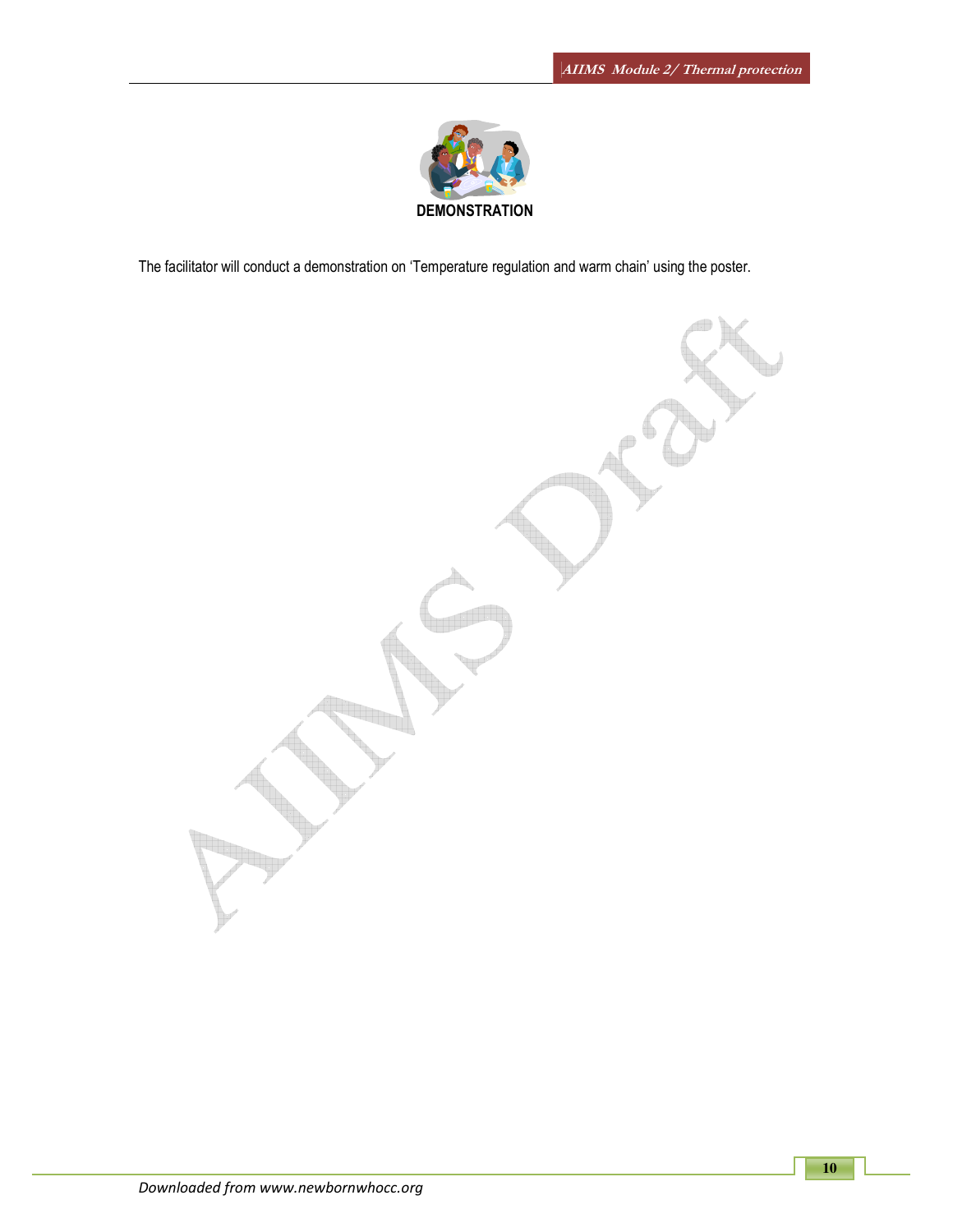**DEMONSTRATION**

The facilitator will conduct a demonstration on 'Temperature regulation and warm chain' using the poster.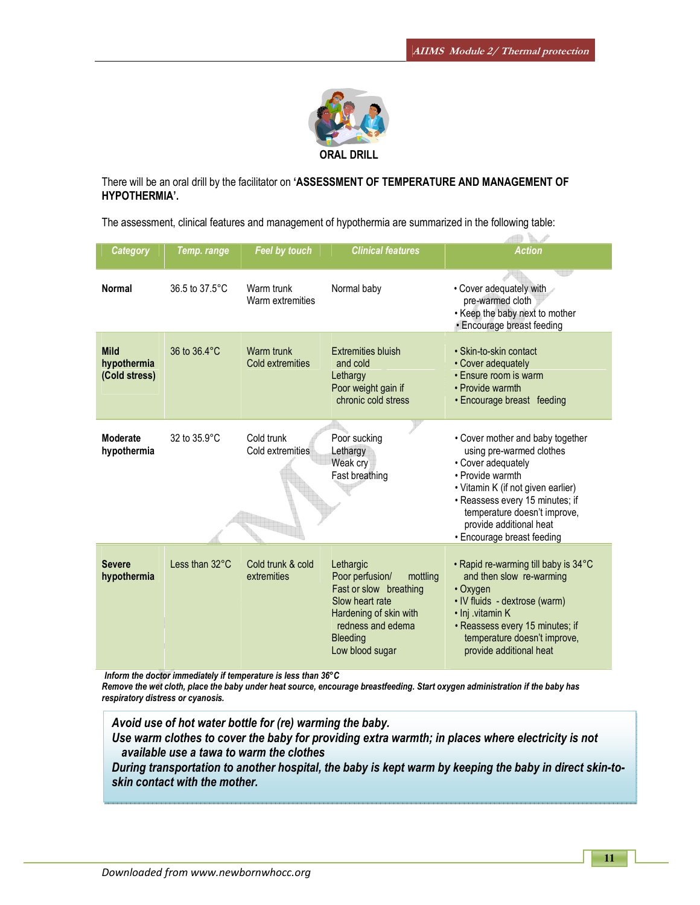## ORAL DRILL

There will be an oral drill by the facilitator on **'ASSESSMENT OF TEMPERATURE AND MANAGEMENT OF HYPOTHERMIA'.**

The assessment, clinical features and management of hypothermia are summarized in the following table:

| Category | Temp. range | Feel by touch | Clinical features | Action |
|---|---|---|---|---|
| **Normal** | 36.5 to 37.5°C | Warm trunk<br>Warm extremities | Normal baby | • Cover adequately with pre-warmed cloth<br>• Keep the baby next to mother<br>• Encourage breast feeding |
| **Mild hypothermia (Cold stress)** | 36 to 36.4°C | Warm trunk<br>Cold extremities | Extremities bluish and cold<br>Lethargy<br>Poor weight gain if chronic cold stress | • Skin-to-skin contact<br>• Cover adequately<br>• Ensure room is warm<br>• Provide warmth<br>• Encourage breast feeding |
| **Moderate hypothermia** | 32 to 35.9°C | Cold trunk<br>Cold extremities | Poor sucking<br>Lethargy<br>Weak cry<br>Fast breathing | • Cover mother and baby together using pre-warmed clothes<br>• Cover adequately<br>• Provide warmth<br>• Vitamin K (if not given earlier)<br>• Reassess every 15 minutes; if temperature doesn't improve, provide additional heat<br>• Encourage breast feeding |
| **Severe hypothermia** | Less than 32°C | Cold trunk & cold extremities | Lethargic<br>Poor perfusion/ mottling<br>Fast or slow breathing<br>Slow heart rate<br>Hardening of skin with redness and edema<br>Bleeding<br>Low blood sugar | • Rapid re-warming till baby is 34°C and then slow re-warming<br>• Oxygen<br>• IV fluids - dextrose (warm)<br>• Inj .vitamin K<br>• Reassess every 15 minutes; if temperature doesn't improve, provide additional heat |

***Inform the doctor immediately if temperature is less than 36°C***
***Remove the wet cloth, place the baby under heat source, encourage breastfeeding. Start oxygen administration if the baby has respiratory distress or cyanosis.***

> ***Avoid use of hot water bottle for (re) warming the baby.***
> ***Use warm clothes to cover the baby for providing extra warmth; in places where electricity is not available use a tawa to warm the clothes***
> ***During transportation to another hospital, the baby is kept warm by keeping the baby in direct skin-to-skin contact with the mother.***

*Downloaded from www.newbornwhocc.org*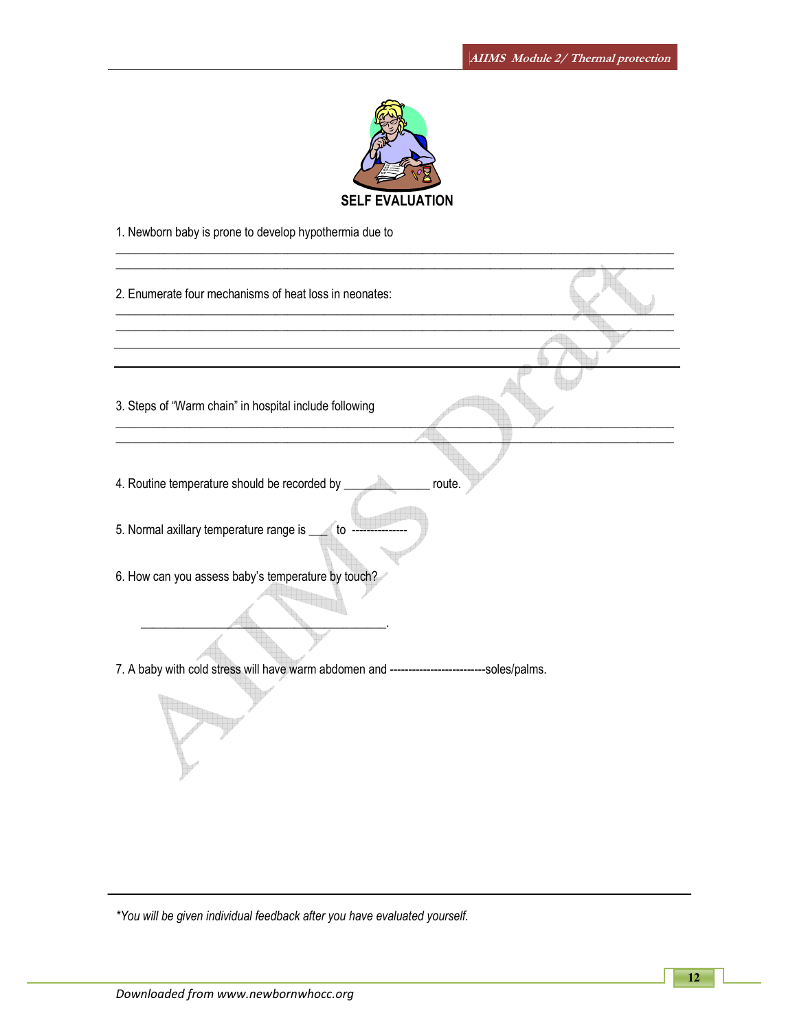## SELF EVALUATION

1. Newborn baby is prone to develop hypothermia due to

______________________________________________________________________________

______________________________________________________________________________

2. Enumerate four mechanisms of heat loss in neonates:

______________________________________________________________________________

______________________________________________________________________________

______________________________________________________________________________

______________________________________________________________________________

3. Steps of "Warm chain" in hospital include following

______________________________________________________________________________

______________________________________________________________________________

4. Routine temperature should be recorded by _____________ route.

5. Normal axillary temperature range is ___ to --------------

6. How can you assess baby's temperature by touch?

_________________________________________.

7. A baby with cold stress will have warm abdomen and -------------------------soles/palms.

*You will be given individual feedback after you have evaluated yourself.*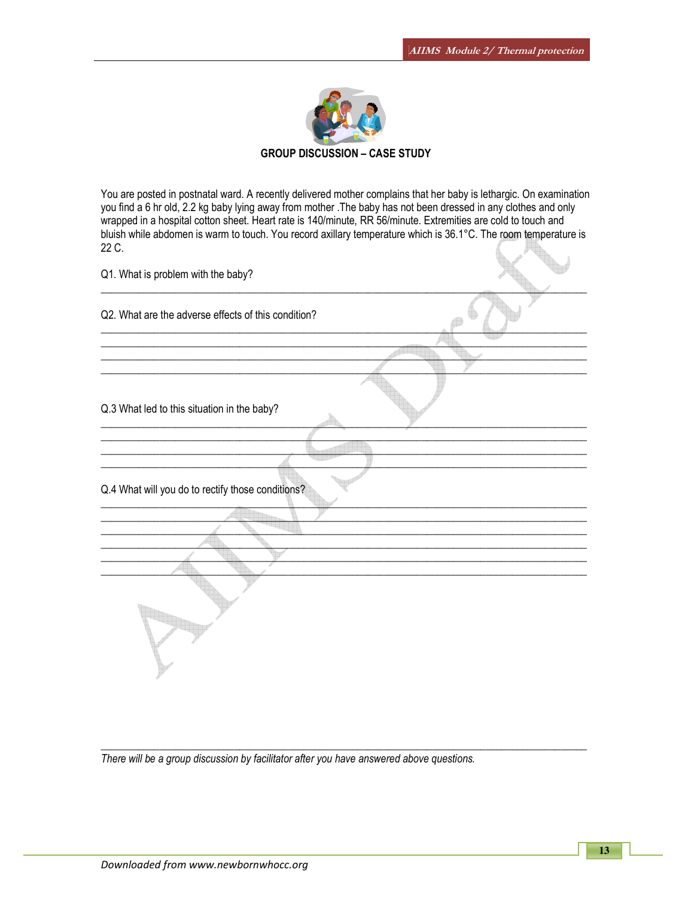## GROUP DISCUSSION – CASE STUDY

You are posted in postnatal ward. A recently delivered mother complains that her baby is lethargic. On examination you find a 6 hr old, 2.2 kg baby lying away from mother .The baby has not been dressed in any clothes and only wrapped in a hospital cotton sheet. Heart rate is 140/minute, RR 56/minute. Extremities are cold to touch and bluish while abdomen is warm to touch. You record axillary temperature which is 36.1°C. The room temperature is 22 C.

Q1. What is problem with the baby?

_______________________________________________________________________________

Q2. What are the adverse effects of this condition?

_______________________________________________________________________________
_______________________________________________________________________________
_______________________________________________________________________________
_______________________________________________________________________________

Q.3 What led to this situation in the baby?

_______________________________________________________________________________
_______________________________________________________________________________
_______________________________________________________________________________
_______________________________________________________________________________

Q.4 What will you do to rectify those conditions?

_______________________________________________________________________________
_______________________________________________________________________________
_______________________________________________________________________________
_______________________________________________________________________________
_______________________________________________________________________________
_______________________________________________________________________________

_______________________________________________________________________________

*There will be a group discussion by facilitator after you have answered above questions.*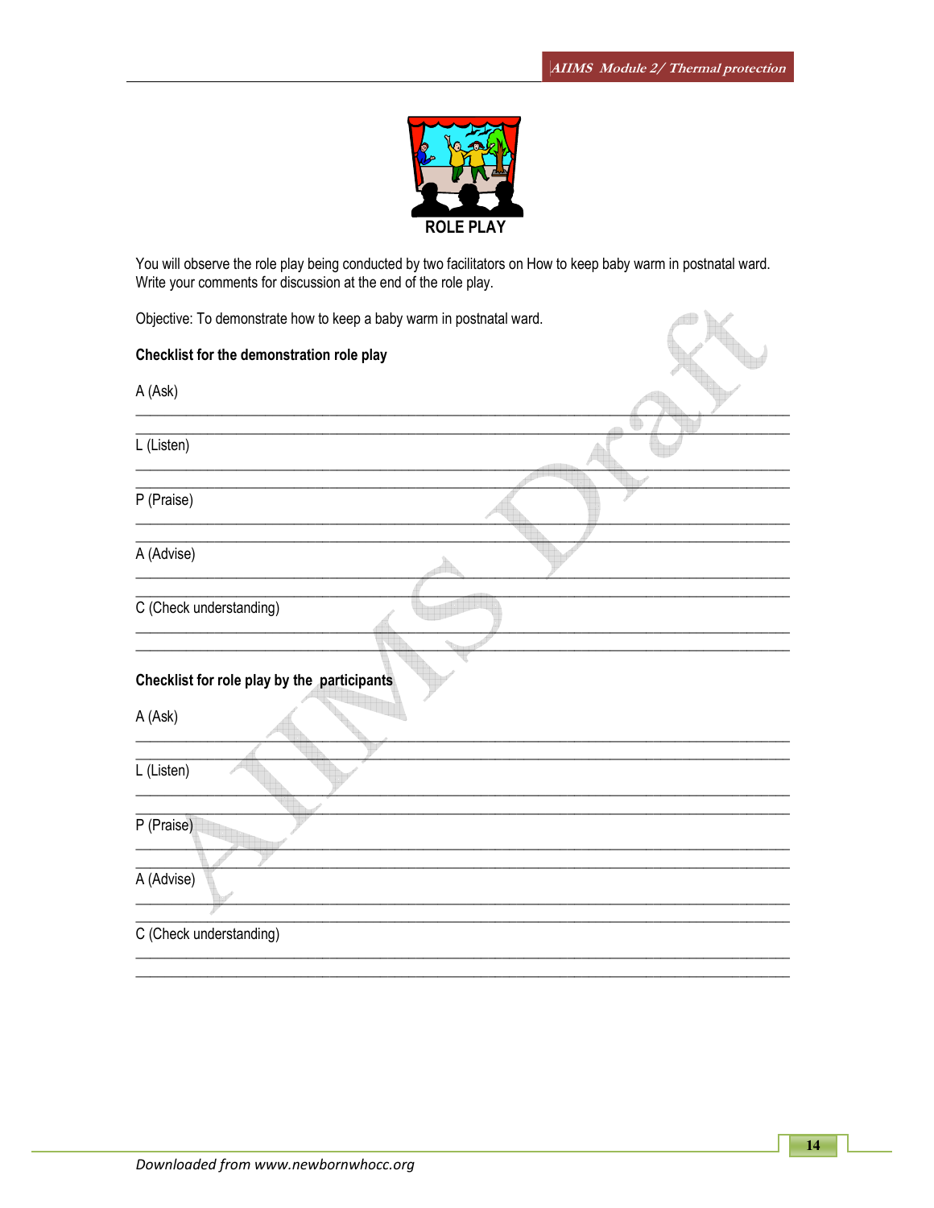**ROLE PLAY**

You will observe the role play being conducted by two facilitators on How to keep baby warm in postnatal ward. Write your comments for discussion at the end of the role play.

Objective: To demonstrate how to keep a baby warm in postnatal ward.

**Checklist for the demonstration role play**

A (Ask)

______________________________________________________________________________

______________________________________________________________________________

L (Listen)

______________________________________________________________________________

______________________________________________________________________________

P (Praise)

______________________________________________________________________________

______________________________________________________________________________

A (Advise)

______________________________________________________________________________

______________________________________________________________________________

C (Check understanding)

______________________________________________________________________________

______________________________________________________________________________

**Checklist for role play by the participants**

A (Ask)

______________________________________________________________________________

______________________________________________________________________________

L (Listen)

______________________________________________________________________________

______________________________________________________________________________

P (Praise)

______________________________________________________________________________

______________________________________________________________________________

A (Advise)

______________________________________________________________________________

______________________________________________________________________________

C (Check understanding)

______________________________________________________________________________

______________________________________________________________________________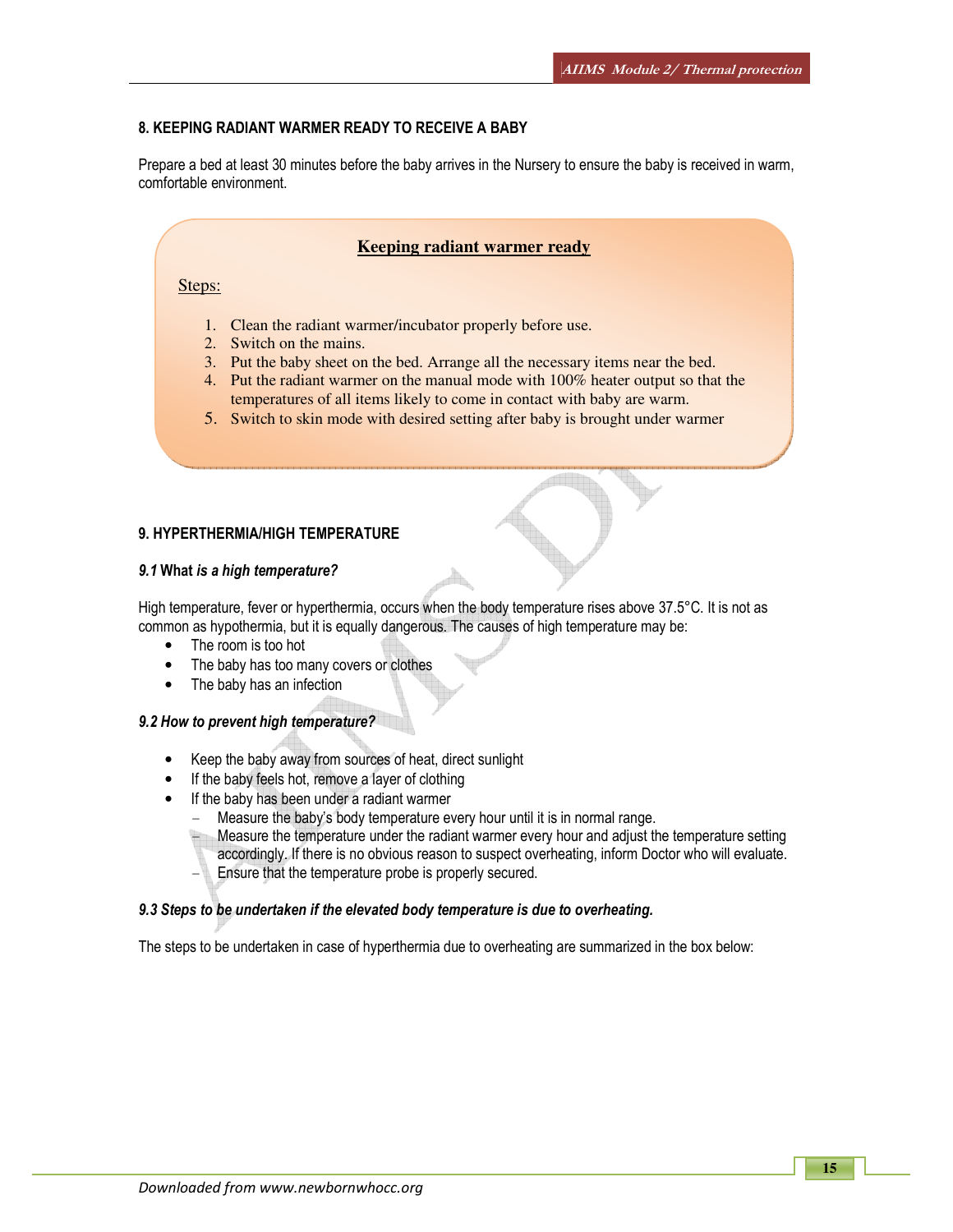## 8. KEEPING RADIANT WARMER READY TO RECEIVE A BABY

Prepare a bed at least 30 minutes before the baby arrives in the Nursery to ensure the baby is received in warm, comfortable environment.

> **Keeping radiant warmer ready**
>
> Steps:
>
> 1. Clean the radiant warmer/incubator properly before use.
> 2. Switch on the mains.
> 3. Put the baby sheet on the bed. Arrange all the necessary items near the bed.
> 4. Put the radiant warmer on the manual mode with 100% heater output so that the temperatures of all items likely to come in contact with baby are warm.
> 5. Switch to skin mode with desired setting after baby is brought under warmer

## 9. HYPERTHERMIA/HIGH TEMPERATURE

### *9.1* What *is a high temperature?*

High temperature, fever or hyperthermia, occurs when the body temperature rises above 37.5°C. It is not as common as hypothermia, but it is equally dangerous. The causes of high temperature may be:

- The room is too hot
- The baby has too many covers or clothes
- The baby has an infection

### *9.2 How to prevent high temperature?*

- Keep the baby away from sources of heat, direct sunlight
- If the baby feels hot, remove a layer of clothing
- If the baby has been under a radiant warmer
  - Measure the baby's body temperature every hour until it is in normal range.
  - Measure the temperature under the radiant warmer every hour and adjust the temperature setting accordingly. If there is no obvious reason to suspect overheating, inform Doctor who will evaluate.
  - Ensure that the temperature probe is properly secured.

### *9.3 Steps to be undertaken if the elevated body temperature is due to overheating.*

The steps to be undertaken in case of hyperthermia due to overheating are summarized in the box below: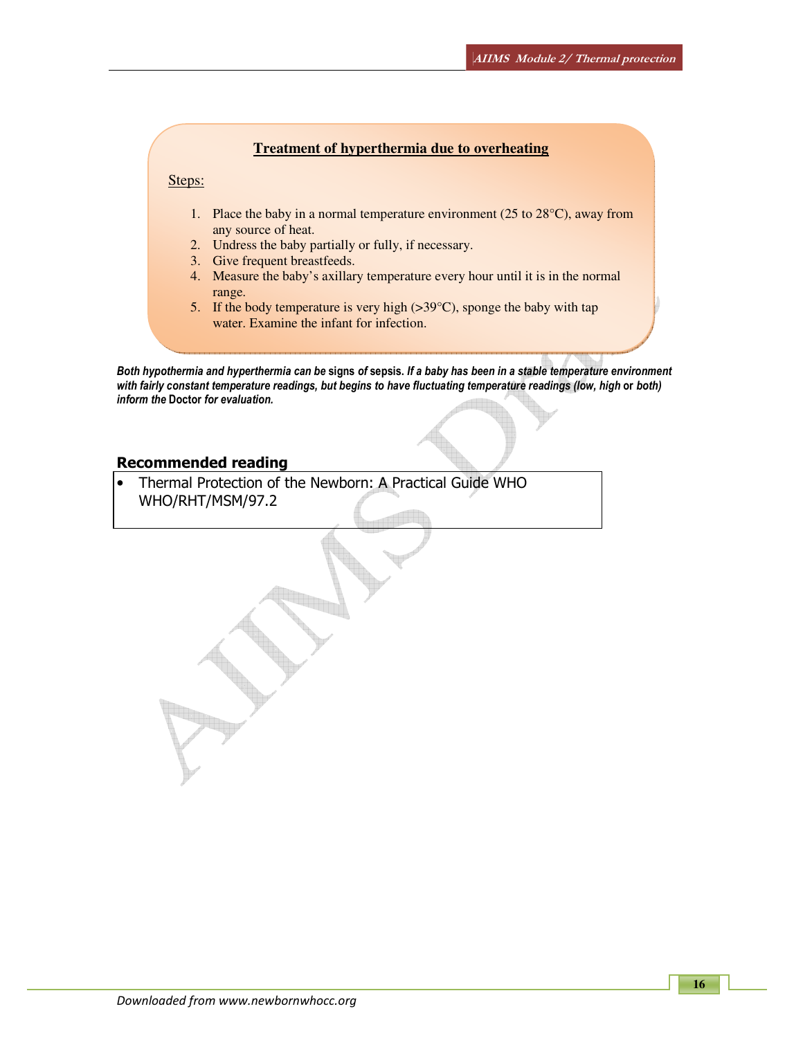### Treatment of hyperthermia due to overheating

Steps:

1. Place the baby in a normal temperature environment (25 to 28°C), away from any source of heat.
2. Undress the baby partially or fully, if necessary.
3. Give frequent breastfeeds.
4. Measure the baby's axillary temperature every hour until it is in the normal range.
5. If the body temperature is very high (>39°C), sponge the baby with tap water. Examine the infant for infection.

***Both hypothermia and hyperthermia can be signs of sepsis. If a baby has been in a stable temperature environment with fairly constant temperature readings, but begins to have fluctuating temperature readings (low, high or both) inform the Doctor for evaluation.***

## Recommended reading

- Thermal Protection of the Newborn: A Practical Guide WHO WHO/RHT/MSM/97.2